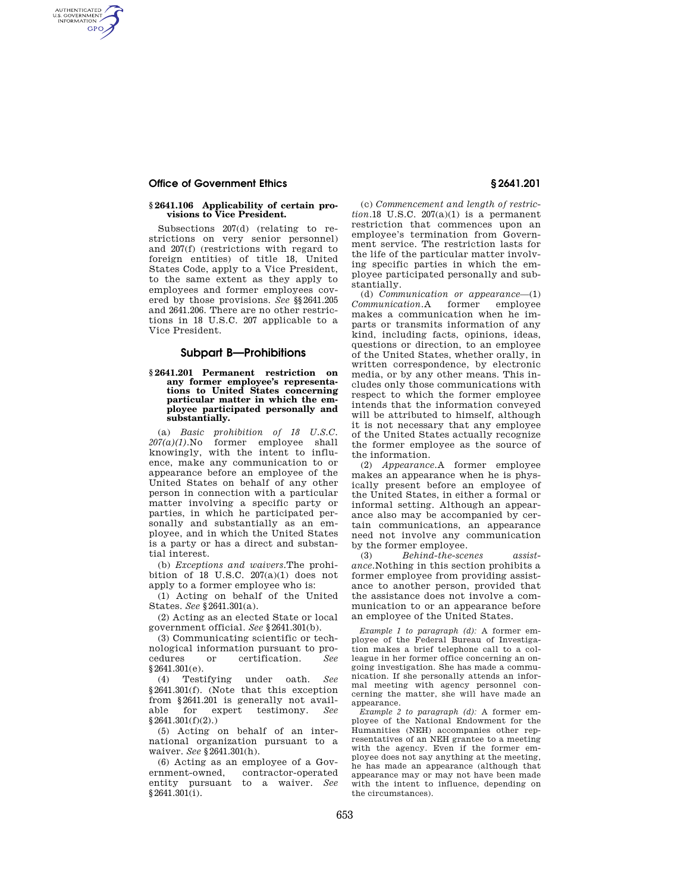## § 2641.106 Applicability of certain provisions to Vice President.

Subsections 207(d) (relating to restrictions on very senior personnel) and 207(f) (restrictions with regard to foreign entities) of title 18, United States Code, apply to a Vice President, to the same extent as they apply to employees and former employees covered by those provisions. *See* §§ 2641.205 and 2641.206. There are no other restrictions in 18 U.S.C. 207 applicable to a Vice President.

# Subpart B—Prohibitions

## § 2641.201 Permanent restriction on any former employee's representations to United States concerning particular matter in which the employee participated personally and substantially.

(a) *Basic prohibition of 18 U.S.C. 207(a)(1).* No former employee shall knowingly, with the intent to influence, make any communication to or appearance before an employee of the United States on behalf of any other person in connection with a particular matter involving a specific party or parties, in which he participated personally and substantially as an employee, and in which the United States is a party or has a direct and substantial interest.

(b) *Exceptions and waivers.* The prohibition of 18 U.S.C. 207(a)(1) does not apply to a former employee who is:

(1) Acting on behalf of the United States. *See* § 2641.301(a).

(2) Acting as an elected State or local government official. *See* § 2641.301(b).

(3) Communicating scientific or technological information pursuant to procedures or certification. *See* § 2641.301(e).

(4) Testifying under oath. *See* § 2641.301(f). (Note that this exception from § 2641.201 is generally not available for expert testimony. *See* § 2641.301(f)(2).)

(5) Acting on behalf of an international organization pursuant to a waiver. *See* § 2641.301(h).

(6) Acting as an employee of a Government-owned, contractor-operated entity pursuant to a waiver. *See* § 2641.301(i).

(c) *Commencement and length of restriction.* 18 U.S.C. 207(a)(1) is a permanent restriction that commences upon an employee's termination from Government service. The restriction lasts for the life of the particular matter involving specific parties in which the employee participated personally and substantially.

(d) *Communication or appearance*—(1) *Communication.* A former employee makes a communication when he imparts or transmits information of any kind, including facts, opinions, ideas, questions or direction, to an employee of the United States, whether orally, in written correspondence, by electronic media, or by any other means. This includes only those communications with respect to which the former employee intends that the information conveyed will be attributed to himself, although it is not necessary that any employee of the United States actually recognize the former employee as the source of the information.

(2) *Appearance.* A former employee makes an appearance when he is physically present before an employee of the United States, in either a formal or informal setting. Although an appearance also may be accompanied by certain communications, an appearance need not involve any communication by the former employee.

(3) *Behind-the-scenes assistance.* Nothing in this section prohibits a former employee from providing assistance to another person, provided that the assistance does not involve a communication to or an appearance before an employee of the United States.

*Example 1 to paragraph (d):* A former employee of the Federal Bureau of Investigation makes a brief telephone call to a colleague in her former office concerning an ongoing investigation. She has made a communication. If she personally attends an informal meeting with agency personnel concerning the matter, she will have made an appearance.

*Example 2 to paragraph (d):* A former employee of the National Endowment for the Humanities (NEH) accompanies other representatives of an NEH grantee to a meeting with the agency. Even if the former employee does not say anything at the meeting, he has made an appearance (although that appearance may or may not have been made with the intent to influence, depending on the circumstances).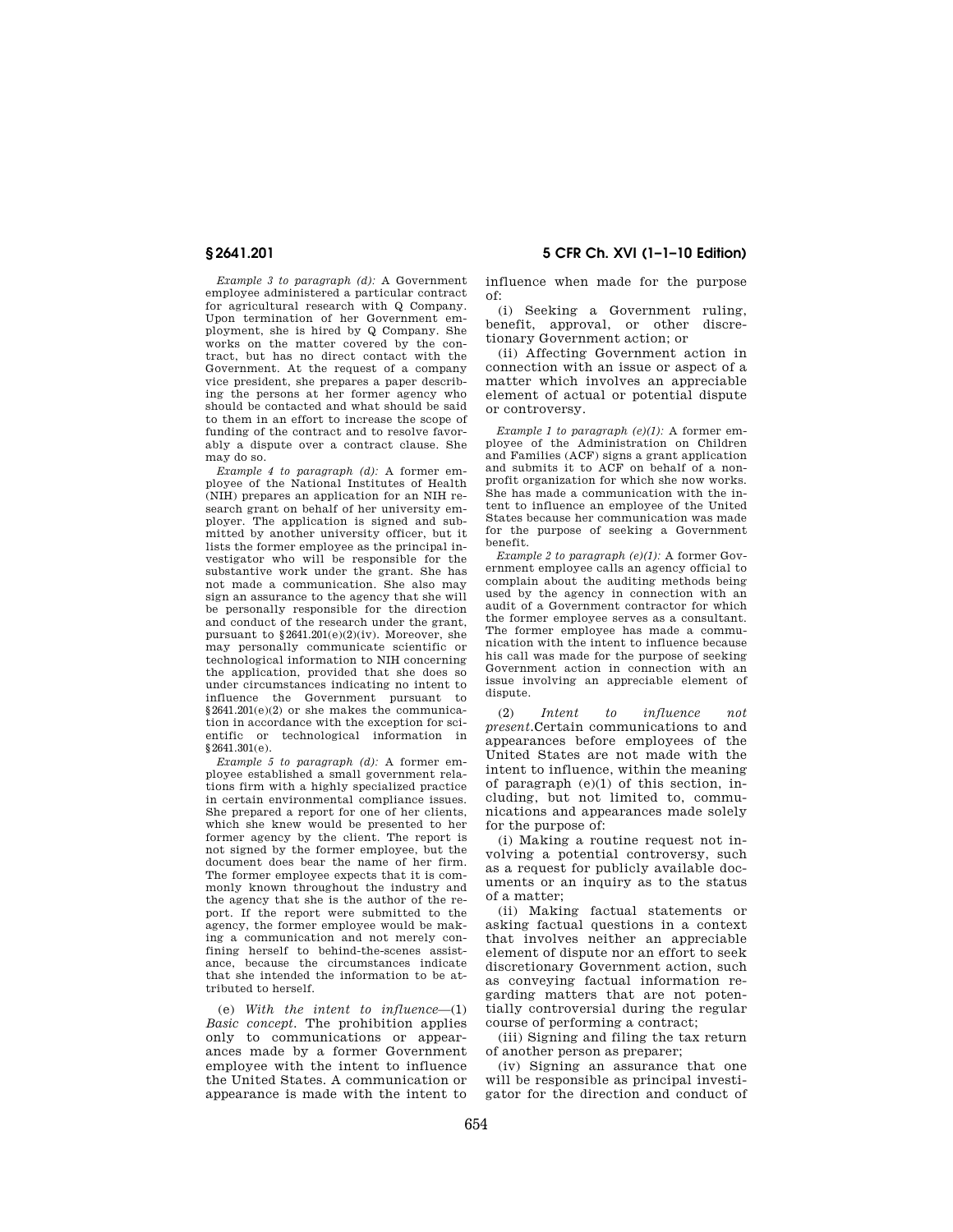*Example 3 to paragraph (d):* A Government employee administered a particular contract for agricultural research with Q Company. Upon termination of her Government employment, she is hired by Q Company. She works on the matter covered by the contract, but has no direct contact with the Government. At the request of a company vice president, she prepares a paper describing the persons at her former agency who should be contacted and what should be said to them in an effort to increase the scope of funding of the contract and to resolve favorably a dispute over a contract clause. She may do so.

*Example 4 to paragraph (d):* A former employee of the National Institutes of Health (NIH) prepares an application for an NIH research grant on behalf of her university employer. The application is signed and submitted by another university officer, but it lists the former employee as the principal investigator who will be responsible for the substantive work under the grant. She has not made a communication. She also may sign an assurance to the agency that she will be personally responsible for the direction and conduct of the research under the grant, pursuant to §2641.201(e)(2)(iv). Moreover, she may personally communicate scientific or technological information to NIH concerning the application, provided that she does so under circumstances indicating no intent to influence the Government pursuant to §2641.201(e)(2) or she makes the communication in accordance with the exception for scientific or technological information in §2641.301(e).

*Example 5 to paragraph (d):* A former employee established a small government relations firm with a highly specialized practice in certain environmental compliance issues. She prepared a report for one of her clients, which she knew would be presented to her former agency by the client. The report is not signed by the former employee, but the document does bear the name of her firm. The former employee expects that it is commonly known throughout the industry and the agency that she is the author of the report. If the report were submitted to the agency, the former employee would be making a communication and not merely confining herself to behind-the-scenes assistance, because the circumstances indicate that she intended the information to be attributed to herself.

(e) *With the intent to influence*—(1) *Basic concept.* The prohibition applies only to communications or appearances made by a former Government employee with the intent to influence the United States. A communication or appearance is made with the intent to influence when made for the purpose of:

(i) Seeking a Government ruling, benefit, approval, or other discretionary Government action; or

(ii) Affecting Government action in connection with an issue or aspect of a matter which involves an appreciable element of actual or potential dispute or controversy.

*Example 1 to paragraph (e)(1):* A former employee of the Administration on Children and Families (ACF) signs a grant application and submits it to ACF on behalf of a nonprofit organization for which she now works. She has made a communication with the intent to influence an employee of the United States because her communication was made for the purpose of seeking a Government benefit.

*Example 2 to paragraph (e)(1):* A former Government employee calls an agency official to complain about the auditing methods being used by the agency in connection with an audit of a Government contractor for which the former employee serves as a consultant. The former employee has made a communication with the intent to influence because his call was made for the purpose of seeking Government action in connection with an issue involving an appreciable element of dispute.

(2) *Intent to influence not present.* Certain communications to and appearances before employees of the United States are not made with the intent to influence, within the meaning of paragraph (e)(1) of this section, including, but not limited to, communications and appearances made solely for the purpose of:

(i) Making a routine request not involving a potential controversy, such as a request for publicly available documents or an inquiry as to the status of a matter;

(ii) Making factual statements or asking factual questions in a context that involves neither an appreciable element of dispute nor an effort to seek discretionary Government action, such as conveying factual information regarding matters that are not potentially controversial during the regular course of performing a contract;

(iii) Signing and filing the tax return of another person as preparer;

(iv) Signing an assurance that one will be responsible as principal investigator for the direction and conduct of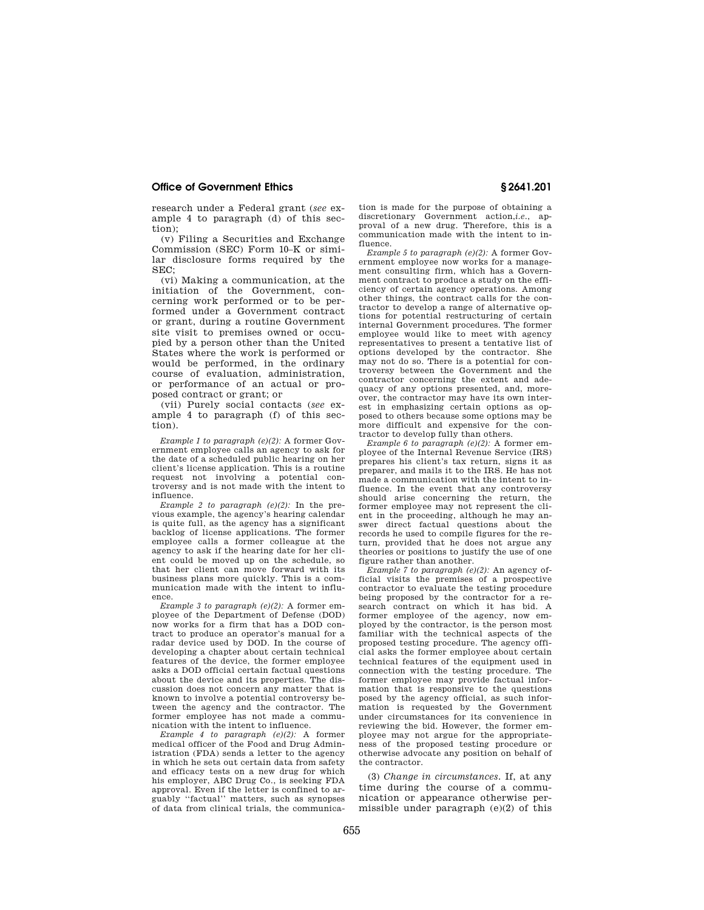research under a Federal grant (*see* example 4 to paragraph (d) of this section);

(v) Filing a Securities and Exchange Commission (SEC) Form 10–K or similar disclosure forms required by the SEC;

(vi) Making a communication, at the initiation of the Government, concerning work performed or to be performed under a Government contract or grant, during a routine Government site visit to premises owned or occupied by a person other than the United States where the work is performed or would be performed, in the ordinary course of evaluation, administration, or performance of an actual or proposed contract or grant; or

(vii) Purely social contacts (*see* example 4 to paragraph (f) of this section).

*Example 1 to paragraph (e)(2):* A former Government employee calls an agency to ask for the date of a scheduled public hearing on her client's license application. This is a routine request not involving a potential controversy and is not made with the intent to influence.

*Example 2 to paragraph (e)(2):* In the previous example, the agency's hearing calendar is quite full, as the agency has a significant backlog of license applications. The former employee calls a former colleague at the agency to ask if the hearing date for her client could be moved up on the schedule, so that her client can move forward with its business plans more quickly. This is a communication made with the intent to influence.

*Example 3 to paragraph (e)(2):* A former employee of the Department of Defense (DOD) now works for a firm that has a DOD contract to produce an operator's manual for a radar device used by DOD. In the course of developing a chapter about certain technical features of the device, the former employee asks a DOD official certain factual questions about the device and its properties. The discussion does not concern any matter that is known to involve a potential controversy between the agency and the contractor. The former employee has not made a communication with the intent to influence.

*Example 4 to paragraph (e)(2):* A former medical officer of the Food and Drug Administration (FDA) sends a letter to the agency in which he sets out certain data from safety and efficacy tests on a new drug for which his employer, ABC Drug Co., is seeking FDA approval. Even if the letter is confined to arguably "factual" matters, such as synopses of data from clinical trials, the communication is made for the purpose of obtaining a discretionary Government action,*i.e.*, approval of a new drug. Therefore, this is a communication made with the intent to influence.

*Example 5 to paragraph (e)(2):* A former Government employee now works for a management consulting firm, which has a Government contract to produce a study on the efficiency of certain agency operations. Among other things, the contract calls for the contractor to develop a range of alternative options for potential restructuring of certain internal Government procedures. The former employee would like to meet with agency representatives to present a tentative list of options developed by the contractor. She may not do so. There is a potential for controversy between the Government and the contractor concerning the extent and adequacy of any options presented, and, moreover, the contractor may have its own interest in emphasizing certain options as opposed to others because some options may be more difficult and expensive for the contractor to develop fully than others.

*Example 6 to paragraph (e)(2):* A former employee of the Internal Revenue Service (IRS) prepares his client's tax return, signs it as preparer, and mails it to the IRS. He has not made a communication with the intent to influence. In the event that any controversy should arise concerning the return, the former employee may not represent the client in the proceeding, although he may answer direct factual questions about the records he used to compile figures for the return, provided that he does not argue any theories or positions to justify the use of one figure rather than another.

*Example 7 to paragraph (e)(2):* An agency official visits the premises of a prospective contractor to evaluate the testing procedure being proposed by the contractor for a research contract on which it has bid. A former employee of the agency, now employed by the contractor, is the person most familiar with the technical aspects of the proposed testing procedure. The agency official asks the former employee about certain technical features of the equipment used in connection with the testing procedure. The former employee may provide factual information that is responsive to the questions posed by the agency official, as such information is requested by the Government under circumstances for its convenience in reviewing the bid. However, the former employee may not argue for the appropriateness of the proposed testing procedure or otherwise advocate any position on behalf of the contractor.

(3) *Change in circumstances.* If, at any time during the course of a communication or appearance otherwise permissible under paragraph (e)(2) of this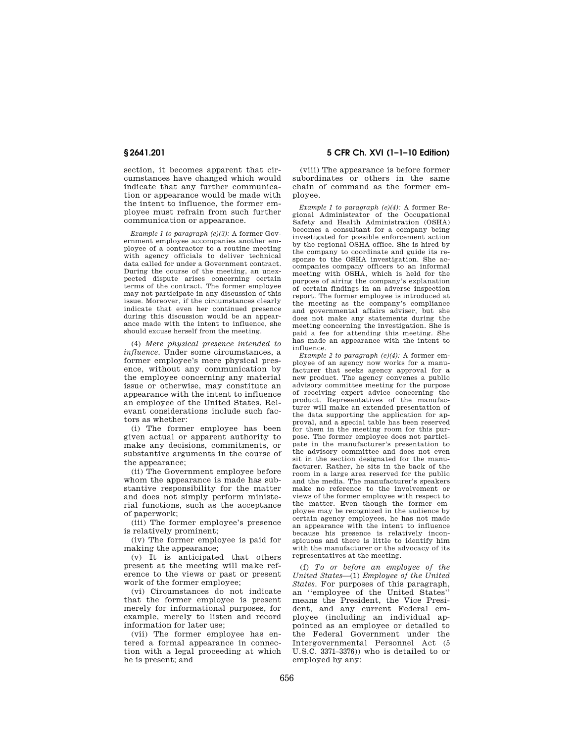section, it becomes apparent that circumstances have changed which would indicate that any further communication or appearance would be made with the intent to influence, the former employee must refrain from such further communication or appearance.

*Example 1 to paragraph (e)(3):* A former Government employee accompanies another employee of a contractor to a routine meeting with agency officials to deliver technical data called for under a Government contract. During the course of the meeting, an unexpected dispute arises concerning certain terms of the contract. The former employee may not participate in any discussion of this issue. Moreover, if the circumstances clearly indicate that even her continued presence during this discussion would be an appearance made with the intent to influence, she should excuse herself from the meeting.

(4) *Mere physical presence intended to influence.* Under some circumstances, a former employee's mere physical presence, without any communication by the employee concerning any material issue or otherwise, may constitute an appearance with the intent to influence an employee of the United States. Relevant considerations include such factors as whether:

(i) The former employee has been given actual or apparent authority to make any decisions, commitments, or substantive arguments in the course of the appearance;

(ii) The Government employee before whom the appearance is made has substantive responsibility for the matter and does not simply perform ministerial functions, such as the acceptance of paperwork;

(iii) The former employee's presence is relatively prominent;

(iv) The former employee is paid for making the appearance;

(v) It is anticipated that others present at the meeting will make reference to the views or past or present work of the former employee;

(vi) Circumstances do not indicate that the former employee is present merely for informational purposes, for example, merely to listen and record information for later use;

(vii) The former employee has entered a formal appearance in connection with a legal proceeding at which he is present; and

(viii) The appearance is before former subordinates or others in the same chain of command as the former employee.

*Example 1 to paragraph (e)(4):* A former Regional Administrator of the Occupational Safety and Health Administration (OSHA) becomes a consultant for a company being investigated for possible enforcement action by the regional OSHA office. She is hired by the company to coordinate and guide its response to the OSHA investigation. She accompanies company officers to an informal meeting with OSHA, which is held for the purpose of airing the company's explanation of certain findings in an adverse inspection report. The former employee is introduced at the meeting as the company's compliance and governmental affairs adviser, but she does not make any statements during the meeting concerning the investigation. She is paid a fee for attending this meeting. She has made an appearance with the intent to influence.

*Example 2 to paragraph (e)(4):* A former employee of an agency now works for a manufacturer that seeks agency approval for a new product. The agency convenes a public advisory committee meeting for the purpose of receiving expert advice concerning the product. Representatives of the manufacturer will make an extended presentation of the data supporting the application for approval, and a special table has been reserved for them in the meeting room for this purpose. The former employee does not participate in the manufacturer's presentation to the advisory committee and does not even sit in the section designated for the manufacturer. Rather, he sits in the back of the room in a large area reserved for the public and the media. The manufacturer's speakers make no reference to the involvement or views of the former employee with respect to the matter. Even though the former employee may be recognized in the audience by certain agency employees, he has not made an appearance with the intent to influence because his presence is relatively inconspicuous and there is little to identify him with the manufacturer or the advocacy of its representatives at the meeting.

(f) *To or before an employee of the United States*—(1) *Employee of the United States.* For purposes of this paragraph, an ''employee of the United States'' means the President, the Vice President, and any current Federal employee (including an individual appointed as an employee or detailed to the Federal Government under the Intergovernmental Personnel Act (5 U.S.C. 3371–3376)) who is detailed to or employed by any: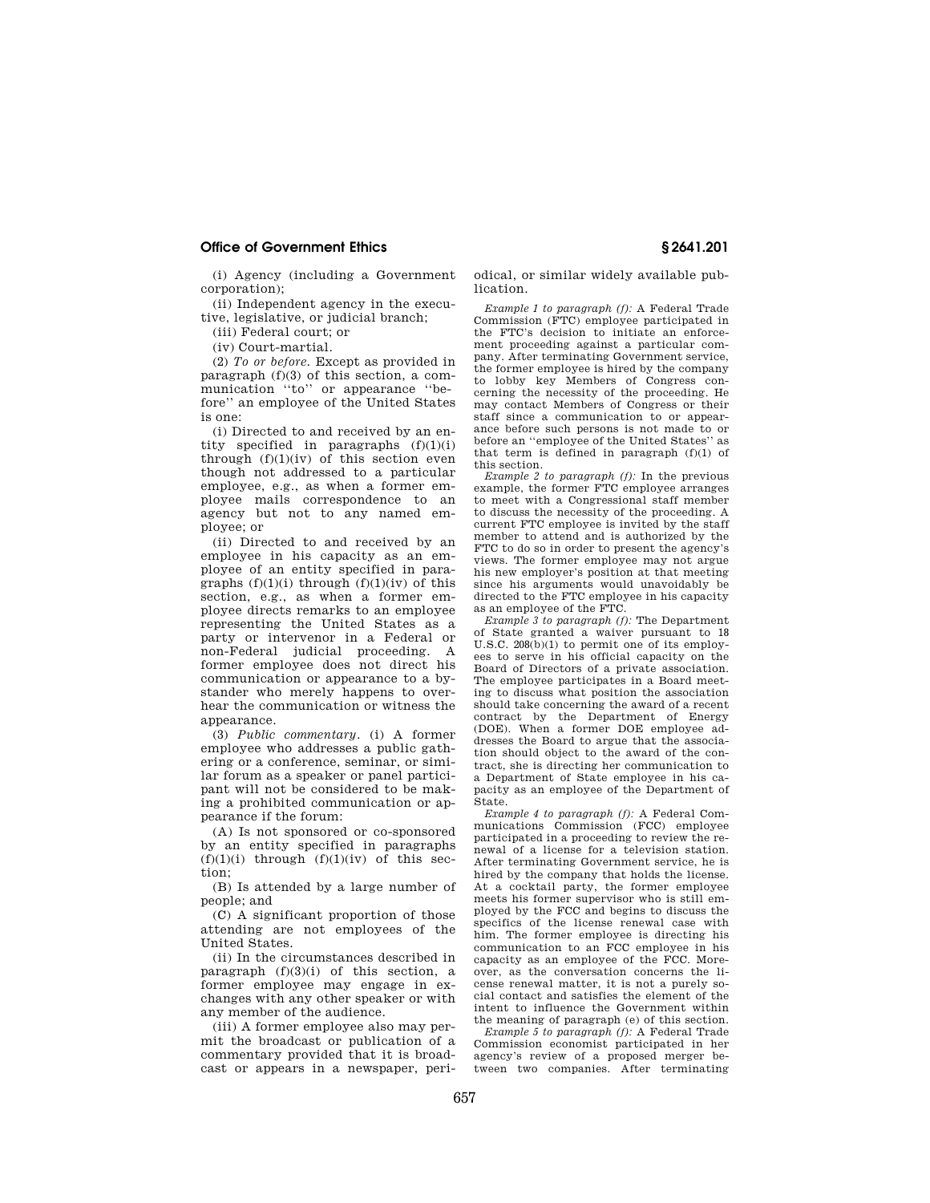(i) Agency (including a Government corporation);

(ii) Independent agency in the executive, legislative, or judicial branch;

(iii) Federal court; or

(iv) Court-martial.

(2) *To or before.* Except as provided in paragraph (f)(3) of this section, a communication "to" or appearance "before" an employee of the United States is one:

(i) Directed to and received by an entity specified in paragraphs (f)(1)(i) through (f)(1)(iv) of this section even though not addressed to a particular employee, e.g., as when a former employee mails correspondence to an agency but not to any named employee; or

(ii) Directed to and received by an employee in his capacity as an employee of an entity specified in paragraphs (f)(1)(i) through (f)(1)(iv) of this section, e.g., as when a former employee directs remarks to an employee representing the United States as a party or intervenor in a Federal or non-Federal judicial proceeding. A former employee does not direct his communication or appearance to a bystander who merely happens to overhear the communication or witness the appearance.

(3) *Public commentary.* (i) A former employee who addresses a public gathering or a conference, seminar, or similar forum as a speaker or panel participant will not be considered to be making a prohibited communication or appearance if the forum:

(A) Is not sponsored or co-sponsored by an entity specified in paragraphs (f)(1)(i) through (f)(1)(iv) of this section;

(B) Is attended by a large number of people; and

(C) A significant proportion of those attending are not employees of the United States.

(ii) In the circumstances described in paragraph (f)(3)(i) of this section, a former employee may engage in exchanges with any other speaker or with any member of the audience.

(iii) A former employee also may permit the broadcast or publication of a commentary provided that it is broadcast or appears in a newspaper, periodical, or similar widely available publication.

*Example 1 to paragraph (f):* A Federal Trade Commission (FTC) employee participated in the FTC's decision to initiate an enforcement proceeding against a particular company. After terminating Government service, the former employee is hired by the company to lobby key Members of Congress concerning the necessity of the proceeding. He may contact Members of Congress or their staff since a communication to or appearance before such persons is not made to or before an "employee of the United States" as that term is defined in paragraph (f)(1) of this section.

*Example 2 to paragraph (f):* In the previous example, the former FTC employee arranges to meet with a Congressional staff member to discuss the necessity of the proceeding. A current FTC employee is invited by the staff member to attend and is authorized by the FTC to do so in order to present the agency's views. The former employee may not argue his new employer's position at that meeting since his arguments would unavoidably be directed to the FTC employee in his capacity as an employee of the FTC.

*Example 3 to paragraph (f):* The Department of State granted a waiver pursuant to 18 U.S.C. 208(b)(1) to permit one of its employees to serve in his official capacity on the Board of Directors of a private association. The employee participates in a Board meeting to discuss what position the association should take concerning the award of a recent contract by the Department of Energy (DOE). When a former DOE employee addresses the Board to argue that the association should object to the award of the contract, she is directing her communication to a Department of State employee in his capacity as an employee of the Department of State.

*Example 4 to paragraph (f):* A Federal Communications Commission (FCC) employee participated in a proceeding to review the renewal of a license for a television station. After terminating Government service, he is hired by the company that holds the license. At a cocktail party, the former employee meets his former supervisor who is still employed by the FCC and begins to discuss the specifics of the license renewal case with him. The former employee is directing his communication to an FCC employee in his capacity as an employee of the FCC. Moreover, as the conversation concerns the license renewal matter, it is not a purely social contact and satisfies the element of the intent to influence the Government within the meaning of paragraph (e) of this section.

*Example 5 to paragraph (f):* A Federal Trade Commission economist participated in her agency's review of a proposed merger between two companies. After terminating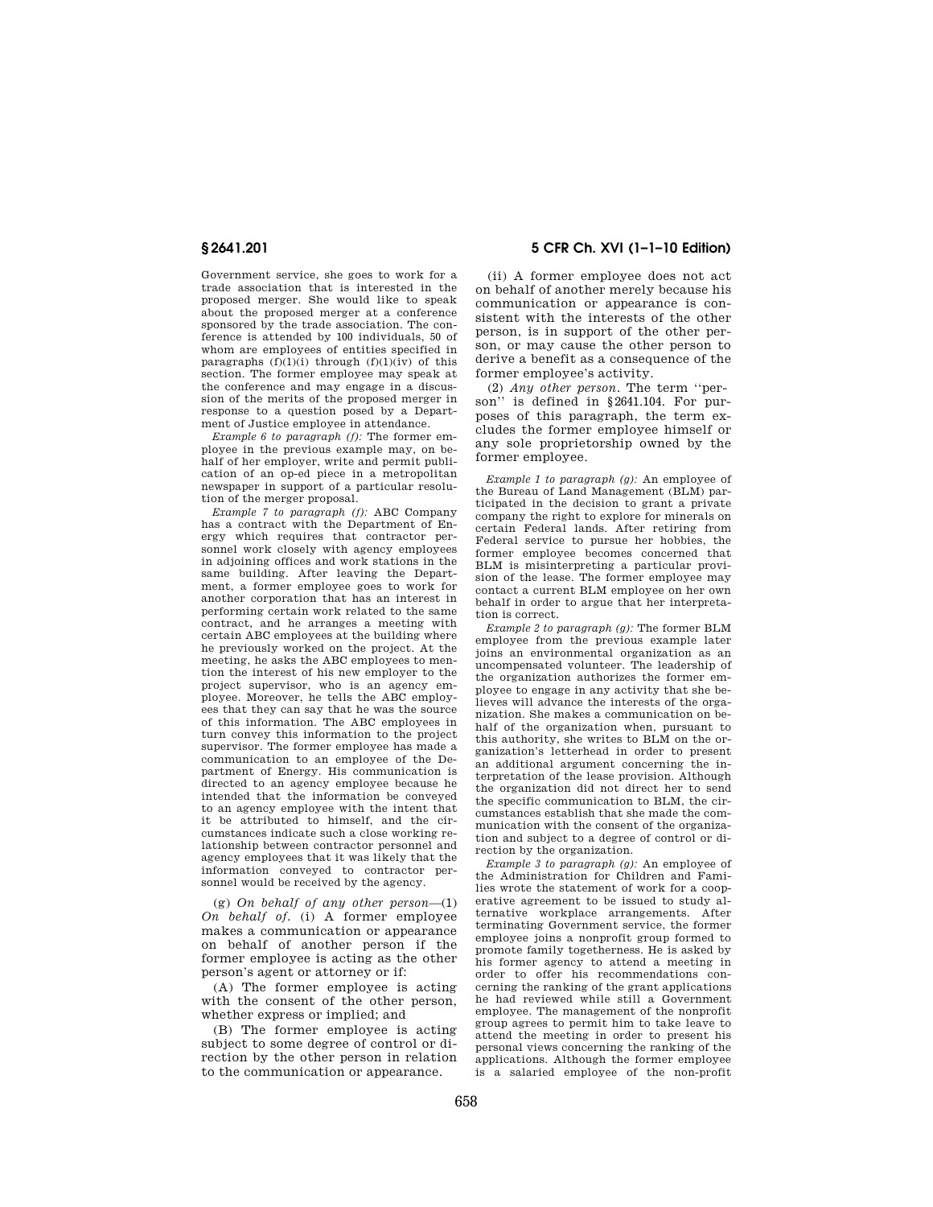Government service, she goes to work for a trade association that is interested in the proposed merger. She would like to speak about the proposed merger at a conference sponsored by the trade association. The conference is attended by 100 individuals, 50 of whom are employees of entities specified in paragraphs (f)(1)(i) through (f)(1)(iv) of this section. The former employee may speak at the conference and may engage in a discussion of the merits of the proposed merger in response to a question posed by a Department of Justice employee in attendance.

*Example 6 to paragraph (f):* The former employee in the previous example may, on behalf of her employer, write and permit publication of an op-ed piece in a metropolitan newspaper in support of a particular resolution of the merger proposal.

*Example 7 to paragraph (f):* ABC Company has a contract with the Department of Energy which requires that contractor personnel work closely with agency employees in adjoining offices and work stations in the same building. After leaving the Department, a former employee goes to work for another corporation that has an interest in performing certain work related to the same contract, and he arranges a meeting with certain ABC employees at the building where he previously worked on the project. At the meeting, he asks the ABC employees to mention the interest of his new employer to the project supervisor, who is an agency employee. Moreover, he tells the ABC employees that they can say that he was the source of this information. The ABC employees in turn convey this information to the project supervisor. The former employee has made a communication to an employee of the Department of Energy. His communication is directed to an agency employee because he intended that the information be conveyed to an agency employee with the intent that it be attributed to himself, and the circumstances indicate such a close working relationship between contractor personnel and agency employees that it was likely that the information conveyed to contractor personnel would be received by the agency.

(g) *On behalf of any other person*—(1) *On behalf of*. (i) A former employee makes a communication or appearance on behalf of another person if the former employee is acting as the other person's agent or attorney or if:

(A) The former employee is acting with the consent of the other person, whether express or implied; and

(B) The former employee is acting subject to some degree of control or direction by the other person in relation to the communication or appearance.

(ii) A former employee does not act on behalf of another merely because his communication or appearance is consistent with the interests of the other person, is in support of the other person, or may cause the other person to derive a benefit as a consequence of the former employee's activity.

(2) *Any other person.* The term "person" is defined in §2641.104. For purposes of this paragraph, the term excludes the former employee himself or any sole proprietorship owned by the former employee.

*Example 1 to paragraph (g):* An employee of the Bureau of Land Management (BLM) participated in the decision to grant a private company the right to explore for minerals on certain Federal lands. After retiring from Federal service to pursue her hobbies, the former employee becomes concerned that BLM is misinterpreting a particular provision of the lease. The former employee may contact a current BLM employee on her own behalf in order to argue that her interpretation is correct.

*Example 2 to paragraph (g):* The former BLM employee from the previous example later joins an environmental organization as an uncompensated volunteer. The leadership of the organization authorizes the former employee to engage in any activity that she believes will advance the interests of the organization. She makes a communication on behalf of the organization when, pursuant to this authority, she writes to BLM on the organization's letterhead in order to present an additional argument concerning the interpretation of the lease provision. Although the organization did not direct her to send the specific communication to BLM, the circumstances establish that she made the communication with the consent of the organization and subject to a degree of control or direction by the organization.

*Example 3 to paragraph (g):* An employee of the Administration for Children and Families wrote the statement of work for a cooperative agreement to be issued to study alternative workplace arrangements. After terminating Government service, the former employee joins a nonprofit group formed to promote family togetherness. He is asked by his former agency to attend a meeting in order to offer his recommendations concerning the ranking of the grant applications he had reviewed while still a Government employee. The management of the nonprofit group agrees to permit him to take leave to attend the meeting in order to present his personal views concerning the ranking of the applications. Although the former employee is a salaried employee of the non-profit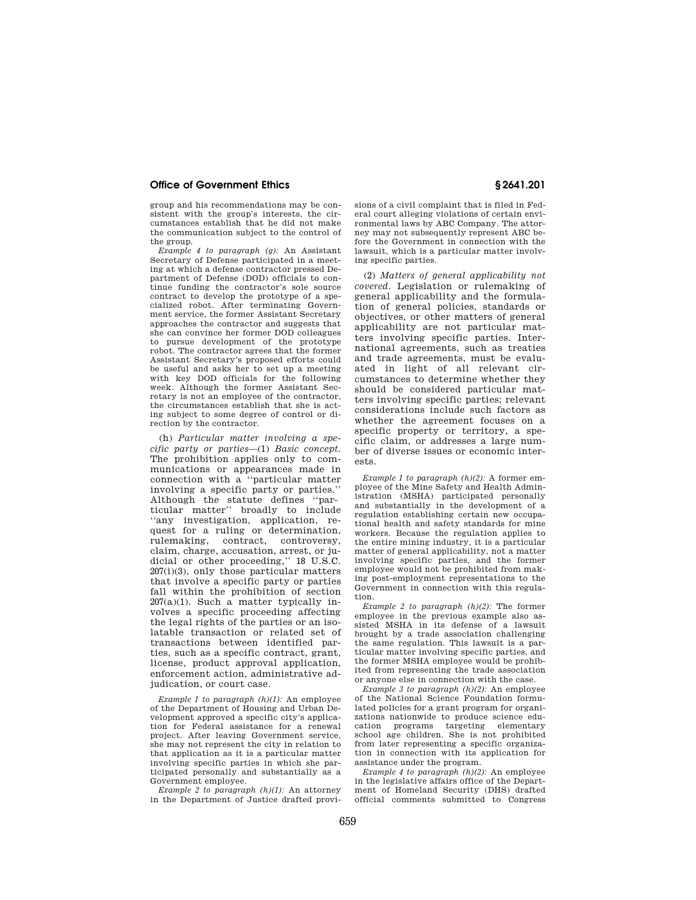group and his recommendations may be consistent with the group's interests, the circumstances establish that he did not make the communication subject to the control of the group.

*Example 4 to paragraph (g):* An Assistant Secretary of Defense participated in a meeting at which a defense contractor pressed Department of Defense (DOD) officials to continue funding the contractor's sole source contract to develop the prototype of a specialized robot. After terminating Government service, the former Assistant Secretary approaches the contractor and suggests that she can convince her former DOD colleagues to pursue development of the prototype robot. The contractor agrees that the former Assistant Secretary's proposed efforts could be useful and asks her to set up a meeting with key DOD officials for the following week. Although the former Assistant Secretary is not an employee of the contractor, the circumstances establish that she is acting subject to some degree of control or direction by the contractor.

(h) *Particular matter involving a specific party or parties*—(1) *Basic concept.* The prohibition applies only to communications or appearances made in connection with a "particular matter involving a specific party or parties." Although the statute defines "particular matter" broadly to include "any investigation, application, request for a ruling or determination, rulemaking, contract, controversy, claim, charge, accusation, arrest, or judicial or other proceeding," 18 U.S.C. 207(i)(3), only those particular matters that involve a specific party or parties fall within the prohibition of section 207(a)(1). Such a matter typically involves a specific proceeding affecting the legal rights of the parties or an isolatable transaction or related set of transactions between identified parties, such as a specific contract, grant, license, product approval application, enforcement action, administrative adjudication, or court case.

*Example 1 to paragraph (h)(1):* An employee of the Department of Housing and Urban Development approved a specific city's application for Federal assistance for a renewal project. After leaving Government service, she may not represent the city in relation to that application as it is a particular matter involving specific parties in which she participated personally and substantially as a Government employee.

*Example 2 to paragraph (h)(1):* An attorney in the Department of Justice drafted provisions of a civil complaint that is filed in Federal court alleging violations of certain environmental laws by ABC Company. The attorney may not subsequently represent ABC before the Government in connection with the lawsuit, which is a particular matter involving specific parties.

(2) *Matters of general applicability not covered.* Legislation or rulemaking of general applicability and the formulation of general policies, standards or objectives, or other matters of general applicability are not particular matters involving specific parties. International agreements, such as treaties and trade agreements, must be evaluated in light of all relevant circumstances to determine whether they should be considered particular matters involving specific parties; relevant considerations include such factors as whether the agreement focuses on a specific property or territory, a specific claim, or addresses a large number of diverse issues or economic interests.

*Example 1 to paragraph (h)(2):* A former employee of the Mine Safety and Health Administration (MSHA) participated personally and substantially in the development of a regulation establishing certain new occupational health and safety standards for mine workers. Because the regulation applies to the entire mining industry, it is a particular matter of general applicability, not a matter involving specific parties, and the former employee would not be prohibited from making post-employment representations to the Government in connection with this regulation.

*Example 2 to paragraph (h)(2):* The former employee in the previous example also assisted MSHA in its defense of a lawsuit brought by a trade association challenging the same regulation. This lawsuit is a particular matter involving specific parties, and the former MSHA employee would be prohibited from representing the trade association or anyone else in connection with the case.

*Example 3 to paragraph (h)(2):* An employee of the National Science Foundation formulated policies for a grant program for organizations nationwide to produce science education programs targeting elementary school age children. She is not prohibited from later representing a specific organization in connection with its application for assistance under the program.

*Example 4 to paragraph (h)(2):* An employee in the legislative affairs office of the Department of Homeland Security (DHS) drafted official comments submitted to Congress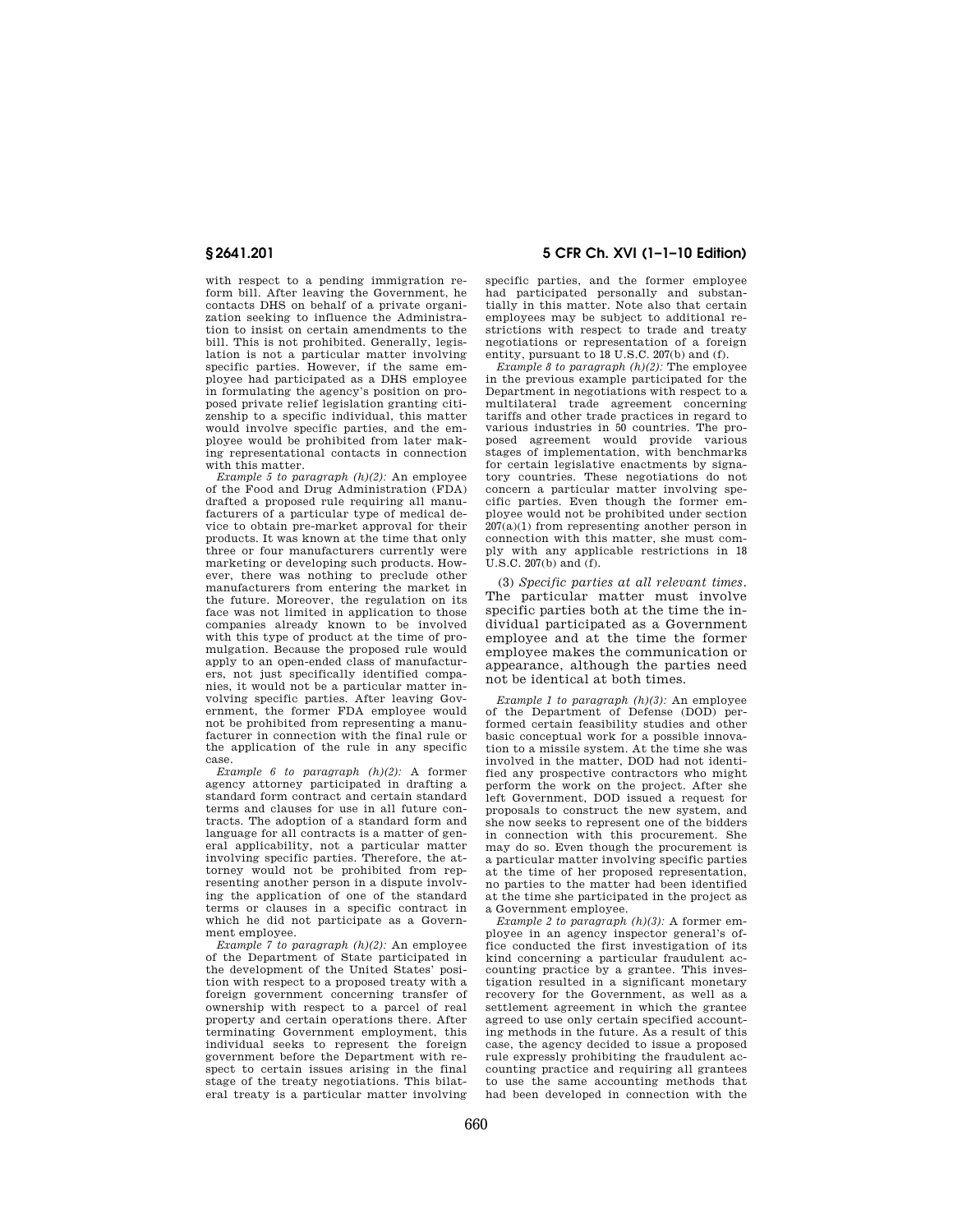with respect to a pending immigration reform bill. After leaving the Government, he contacts DHS on behalf of a private organization seeking to influence the Administration to insist on certain amendments to the bill. This is not prohibited. Generally, legislation is not a particular matter involving specific parties. However, if the same employee had participated as a DHS employee in formulating the agency's position on proposed private relief legislation granting citizenship to a specific individual, this matter would involve specific parties, and the employee would be prohibited from later making representational contacts in connection with this matter.

*Example 5 to paragraph (h)(2):* An employee of the Food and Drug Administration (FDA) drafted a proposed rule requiring all manufacturers of a particular type of medical device to obtain pre-market approval for their products. It was known at the time that only three or four manufacturers currently were marketing or developing such products. However, there was nothing to preclude other manufacturers from entering the market in the future. Moreover, the regulation on its face was not limited in application to those companies already known to be involved with this type of product at the time of promulgation. Because the proposed rule would apply to an open-ended class of manufacturers, not just specifically identified companies, it would not be a particular matter involving specific parties. After leaving Government, the former FDA employee would not be prohibited from representing a manufacturer in connection with the final rule or the application of the rule in any specific case.

*Example 6 to paragraph (h)(2):* A former agency attorney participated in drafting a standard form contract and certain standard terms and clauses for use in all future contracts. The adoption of a standard form and language for all contracts is a matter of general applicability, not a particular matter involving specific parties. Therefore, the attorney would not be prohibited from representing another person in a dispute involving the application of one of the standard terms or clauses in a specific contract in which he did not participate as a Government employee.

*Example 7 to paragraph (h)(2):* An employee of the Department of State participated in the development of the United States' position with respect to a proposed treaty with a foreign government concerning transfer of ownership with respect to a parcel of real property and certain operations there. After terminating Government employment, this individual seeks to represent the foreign government before the Department with respect to certain issues arising in the final stage of the treaty negotiations. This bilateral treaty is a particular matter involving specific parties, and the former employee had participated personally and substantially in this matter. Note also that certain employees may be subject to additional restrictions with respect to trade and treaty negotiations or representation of a foreign entity, pursuant to 18 U.S.C. 207(b) and (f).

*Example 8 to paragraph (h)(2):* The employee in the previous example participated for the Department in negotiations with respect to a multilateral trade agreement concerning tariffs and other trade practices in regard to various industries in 50 countries. The proposed agreement would provide various stages of implementation, with benchmarks for certain legislative enactments by signatory countries. These negotiations do not concern a particular matter involving specific parties. Even though the former employee would not be prohibited under section 207(a)(1) from representing another person in connection with this matter, she must comply with any applicable restrictions in 18 U.S.C. 207(b) and (f).

(3) *Specific parties at all relevant times.* The particular matter must involve specific parties both at the time the individual participated as a Government employee and at the time the former employee makes the communication or appearance, although the parties need not be identical at both times.

*Example 1 to paragraph (h)(3):* An employee of the Department of Defense (DOD) performed certain feasibility studies and other basic conceptual work for a possible innovation to a missile system. At the time she was involved in the matter, DOD had not identified any prospective contractors who might perform the work on the project. After she left Government, DOD issued a request for proposals to construct the new system, and she now seeks to represent one of the bidders in connection with this procurement. She may do so. Even though the procurement is a particular matter involving specific parties at the time of her proposed representation, no parties to the matter had been identified at the time she participated in the project as a Government employee.

*Example 2 to paragraph (h)(3):* A former employee in an agency inspector general's office conducted the first investigation of its kind concerning a particular fraudulent accounting practice by a grantee. This investigation resulted in a significant monetary recovery for the Government, as well as a settlement agreement in which the grantee agreed to use only certain specified accounting methods in the future. As a result of this case, the agency decided to issue a proposed rule expressly prohibiting the fraudulent accounting practice and requiring all grantees to use the same accounting methods that had been developed in connection with the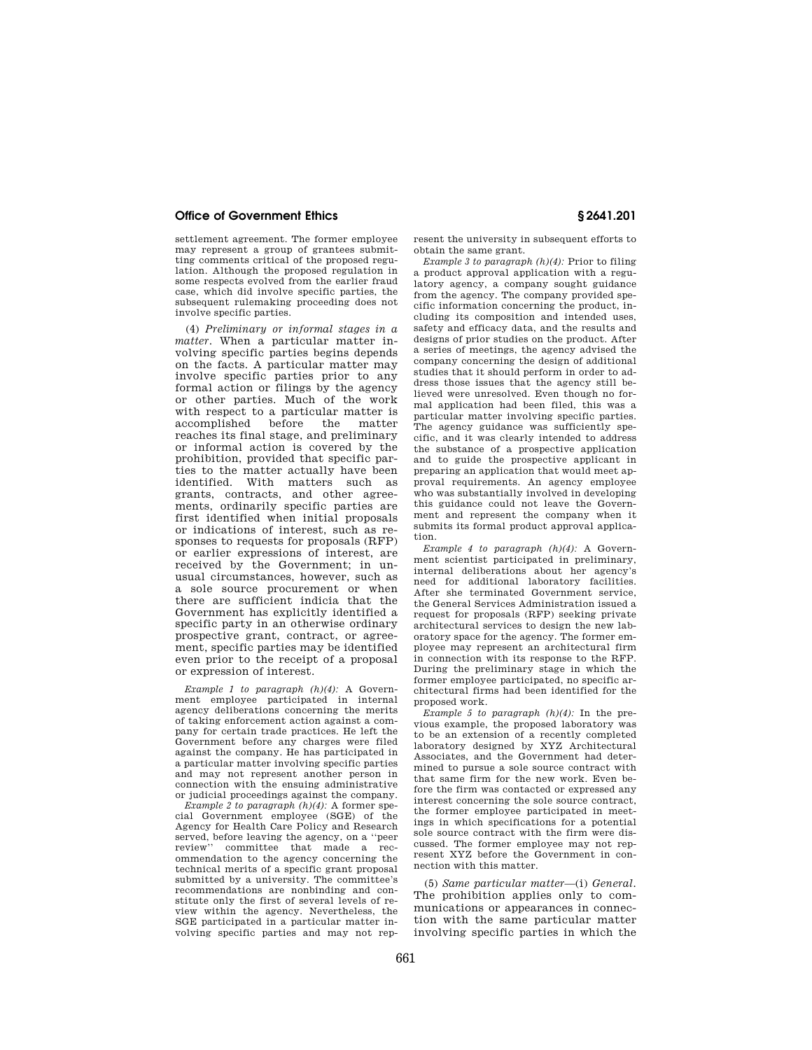settlement agreement. The former employee may represent a group of grantees submitting comments critical of the proposed regulation. Although the proposed regulation in some respects evolved from the earlier fraud case, which did involve specific parties, the subsequent rulemaking proceeding does not involve specific parties.

(4) *Preliminary or informal stages in a matter*. When a particular matter involving specific parties begins depends on the facts. A particular matter may involve specific parties prior to any formal action or filings by the agency or other parties. Much of the work with respect to a particular matter is accomplished before the matter reaches its final stage, and preliminary or informal action is covered by the prohibition, provided that specific parties to the matter actually have been identified. With matters such as grants, contracts, and other agreements, ordinarily specific parties are first identified when initial proposals or indications of interest, such as responses to requests for proposals (RFP) or earlier expressions of interest, are received by the Government; in unusual circumstances, however, such as a sole source procurement or when there are sufficient indicia that the Government has explicitly identified a specific party in an otherwise ordinary prospective grant, contract, or agreement, specific parties may be identified even prior to the receipt of a proposal or expression of interest.

*Example 1 to paragraph (h)(4):* A Government employee participated in internal agency deliberations concerning the merits of taking enforcement action against a company for certain trade practices. He left the Government before any charges were filed against the company. He has participated in a particular matter involving specific parties and may not represent another person in connection with the ensuing administrative or judicial proceedings against the company.

*Example 2 to paragraph (h)(4):* A former special Government employee (SGE) of the Agency for Health Care Policy and Research served, before leaving the agency, on a ''peer review'' committee that made a recommendation to the agency concerning the technical merits of a specific grant proposal submitted by a university. The committee's recommendations are nonbinding and constitute only the first of several levels of review within the agency. Nevertheless, the SGE participated in a particular matter involving specific parties and may not represent the university in subsequent efforts to obtain the same grant.

*Example 3 to paragraph (h)(4):* Prior to filing a product approval application with a regulatory agency, a company sought guidance from the agency. The company provided specific information concerning the product, including its composition and intended uses, safety and efficacy data, and the results and designs of prior studies on the product. After a series of meetings, the agency advised the company concerning the design of additional studies that it should perform in order to address those issues that the agency still believed were unresolved. Even though no formal application had been filed, this was a particular matter involving specific parties. The agency guidance was sufficiently specific, and it was clearly intended to address the substance of a prospective application and to guide the prospective applicant in preparing an application that would meet approval requirements. An agency employee who was substantially involved in developing this guidance could not leave the Government and represent the company when it submits its formal product approval application.

*Example 4 to paragraph (h)(4):* A Government scientist participated in preliminary, internal deliberations about her agency's need for additional laboratory facilities. After she terminated Government service, the General Services Administration issued a request for proposals (RFP) seeking private architectural services to design the new laboratory space for the agency. The former employee may represent an architectural firm in connection with its response to the RFP. During the preliminary stage in which the former employee participated, no specific architectural firms had been identified for the proposed work.

*Example 5 to paragraph (h)(4):* In the previous example, the proposed laboratory was to be an extension of a recently completed laboratory designed by XYZ Architectural Associates, and the Government had determined to pursue a sole source contract with that same firm for the new work. Even before the firm was contacted or expressed any interest concerning the sole source contract, the former employee participated in meetings in which specifications for a potential sole source contract with the firm were discussed. The former employee may not represent XYZ before the Government in connection with this matter.

(5) *Same particular matter*—(i) *General*. The prohibition applies only to communications or appearances in connection with the same particular matter involving specific parties in which the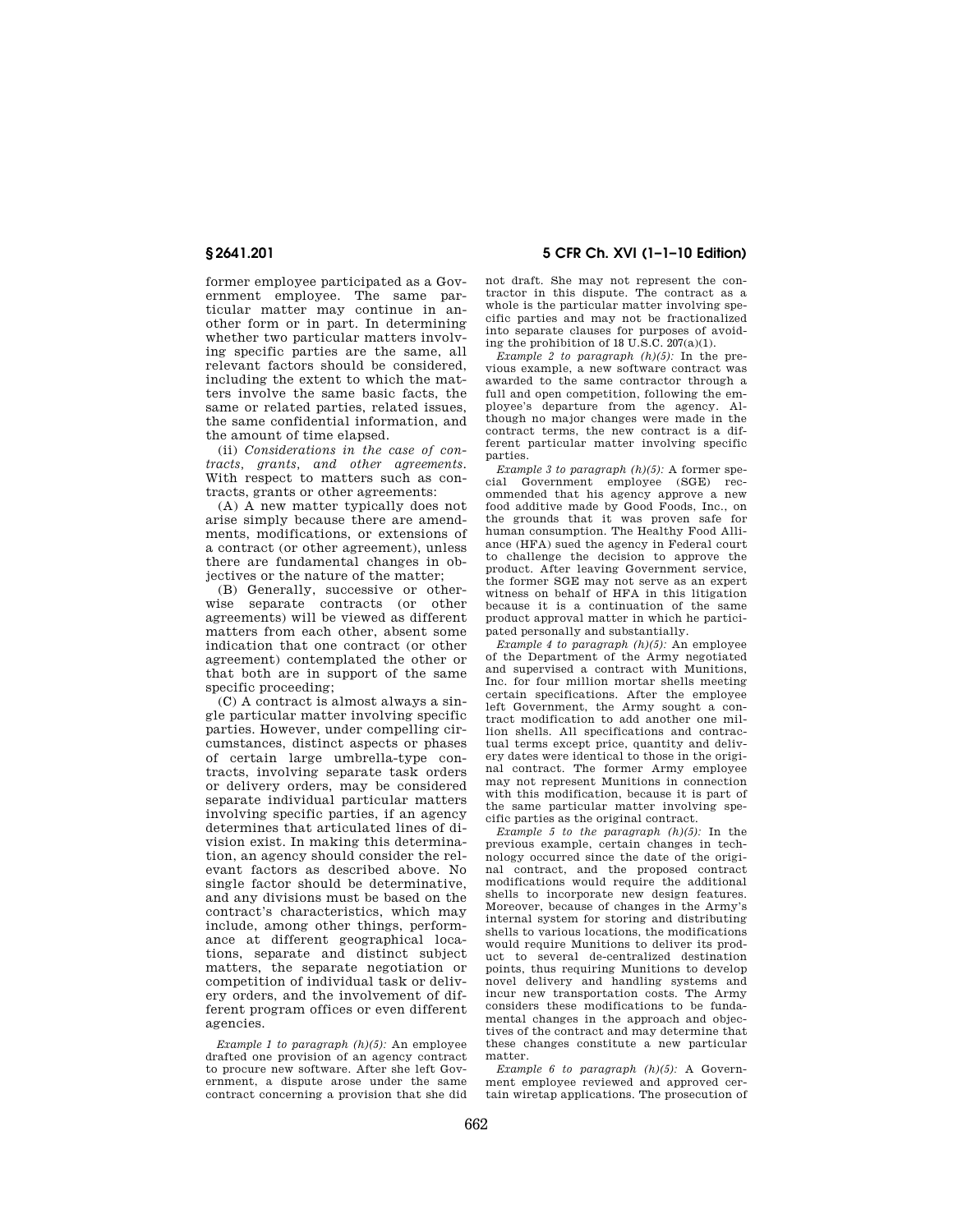former employee participated as a Government employee. The same particular matter may continue in another form or in part. In determining whether two particular matters involving specific parties are the same, all relevant factors should be considered, including the extent to which the matters involve the same basic facts, the same or related parties, related issues, the same confidential information, and the amount of time elapsed.

(ii) *Considerations in the case of contracts, grants, and other agreements.* With respect to matters such as contracts, grants or other agreements:

(A) A new matter typically does not arise simply because there are amendments, modifications, or extensions of a contract (or other agreement), unless there are fundamental changes in objectives or the nature of the matter;

(B) Generally, successive or otherwise separate contracts (or other agreements) will be viewed as different matters from each other, absent some indication that one contract (or other agreement) contemplated the other or that both are in support of the same specific proceeding;

(C) A contract is almost always a single particular matter involving specific parties. However, under compelling circumstances, distinct aspects or phases of certain large umbrella-type contracts, involving separate task orders or delivery orders, may be considered separate individual particular matters involving specific parties, if an agency determines that articulated lines of division exist. In making this determination, an agency should consider the relevant factors as described above. No single factor should be determinative, and any divisions must be based on the contract's characteristics, which may include, among other things, performance at different geographical locations, separate and distinct subject matters, the separate negotiation or competition of individual task or delivery orders, and the involvement of different program offices or even different agencies.

*Example 1 to paragraph (h)(5):* An employee drafted one provision of an agency contract to procure new software. After she left Government, a dispute arose under the same contract concerning a provision that she did not draft. She may not represent the contractor in this dispute. The contract as a whole is the particular matter involving specific parties and may not be fractionalized into separate clauses for purposes of avoiding the prohibition of 18 U.S.C. 207(a)(1).

*Example 2 to paragraph (h)(5):* In the previous example, a new software contract was awarded to the same contractor through a full and open competition, following the employee's departure from the agency. Although no major changes were made in the contract terms, the new contract is a different particular matter involving specific parties.

*Example 3 to paragraph (h)(5):* A former special Government employee (SGE) recommended that his agency approve a new food additive made by Good Foods, Inc., on the grounds that it was proven safe for human consumption. The Healthy Food Alliance (HFA) sued the agency in Federal court to challenge the decision to approve the product. After leaving Government service, the former SGE may not serve as an expert witness on behalf of HFA in this litigation because it is a continuation of the same product approval matter in which he participated personally and substantially.

*Example 4 to paragraph (h)(5):* An employee of the Department of the Army negotiated and supervised a contract with Munitions, Inc. for four million mortar shells meeting certain specifications. After the employee left Government, the Army sought a contract modification to add another one million shells. All specifications and contractual terms except price, quantity and delivery dates were identical to those in the original contract. The former Army employee may not represent Munitions in connection with this modification, because it is part of the same particular matter involving specific parties as the original contract.

*Example 5 to the paragraph (h)(5):* In the previous example, certain changes in technology occurred since the date of the original contract, and the proposed contract modifications would require the additional shells to incorporate new design features. Moreover, because of changes in the Army's internal system for storing and distributing shells to various locations, the modifications would require Munitions to deliver its product to several de-centralized destination points, thus requiring Munitions to develop novel delivery and handling systems and incur new transportation costs. The Army considers these modifications to be fundamental changes in the approach and objectives of the contract and may determine that these changes constitute a new particular matter.

*Example 6 to paragraph (h)(5):* A Government employee reviewed and approved certain wiretap applications. The prosecution of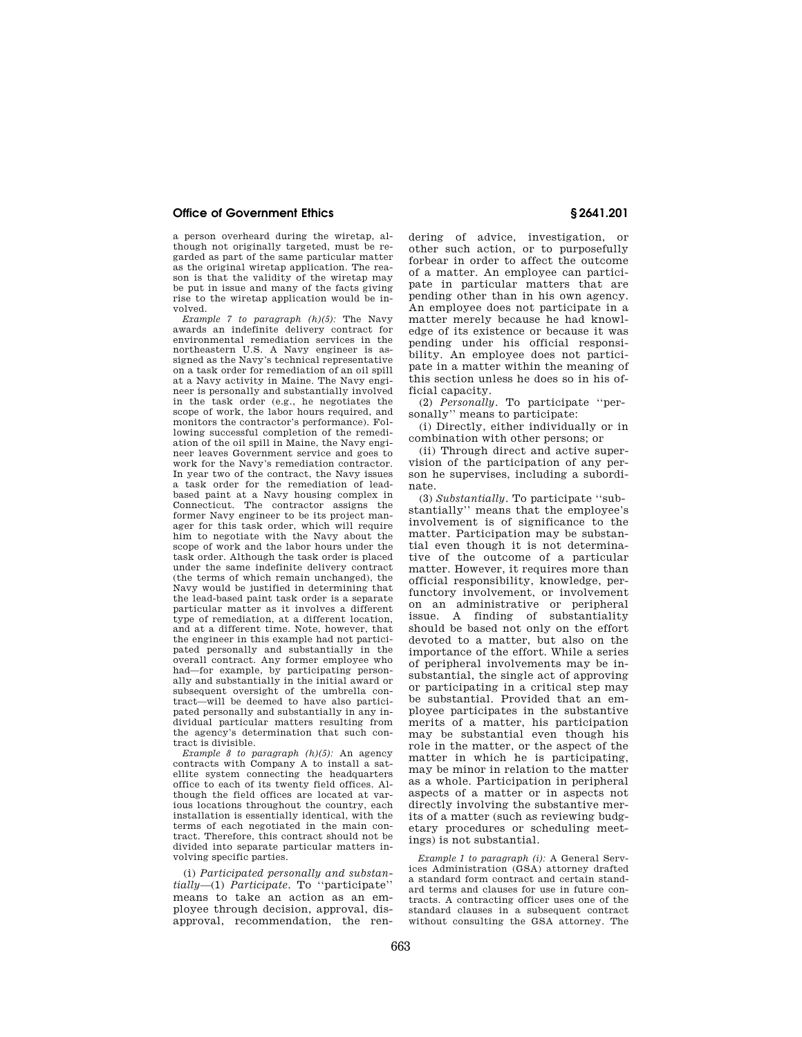a person overheard during the wiretap, although not originally targeted, must be regarded as part of the same particular matter as the original wiretap application. The reason is that the validity of the wiretap may be put in issue and many of the facts giving rise to the wiretap application would be involved.

*Example 7 to paragraph (h)(5):* The Navy awards an indefinite delivery contract for environmental remediation services in the northeastern U.S. A Navy engineer is assigned as the Navy's technical representative on a task order for remediation of an oil spill at a Navy activity in Maine. The Navy engineer is personally and substantially involved in the task order (e.g., he negotiates the scope of work, the labor hours required, and monitors the contractor's performance). Following successful completion of the remediation of the oil spill in Maine, the Navy engineer leaves Government service and goes to work for the Navy's remediation contractor. In year two of the contract, the Navy issues a task order for the remediation of lead-based paint at a Navy housing complex in Connecticut. The contractor assigns the former Navy engineer to be its project manager for this task order, which will require him to negotiate with the Navy about the scope of work and the labor hours under the task order. Although the task order is placed under the same indefinite delivery contract (the terms of which remain unchanged), the Navy would be justified in determining that the lead-based paint task order is a separate particular matter as it involves a different type of remediation, at a different location, and at a different time. Note, however, that the engineer in this example had not participated personally and substantially in the overall contract. Any former employee who had—for example, by participating personally and substantially in the initial award or subsequent oversight of the umbrella contract—will be deemed to have also participated personally and substantially in any individual particular matters resulting from the agency's determination that such contract is divisible.

*Example 8 to paragraph (h)(5):* An agency contracts with Company A to install a satellite system connecting the headquarters office to each of its twenty field offices. Although the field offices are located at various locations throughout the country, each installation is essentially identical, with the terms of each negotiated in the main contract. Therefore, this contract should not be divided into separate particular matters involving specific parties.

(i) *Participated personally and substantially*—(1) *Participate.* To "participate" means to take an action as an employee through decision, approval, disapproval, recommendation, the rendering of advice, investigation, or other such action, or to purposefully forbear in order to affect the outcome of a matter. An employee can participate in particular matters that are pending other than in his own agency. An employee does not participate in a matter merely because he had knowledge of its existence or because it was pending under his official responsibility. An employee does not participate in a matter within the meaning of this section unless he does so in his official capacity.

(2) *Personally.* To participate "personally" means to participate:

(i) Directly, either individually or in combination with other persons; or

(ii) Through direct and active supervision of the participation of any person he supervises, including a subordinate.

(3) *Substantially.* To participate "substantially" means that the employee's involvement is of significance to the matter. Participation may be substantial even though it is not determinative of the outcome of a particular matter. However, it requires more than official responsibility, knowledge, perfunctory involvement, or involvement on an administrative or peripheral issue. A finding of substantiality should be based not only on the effort devoted to a matter, but also on the importance of the effort. While a series of peripheral involvements may be insubstantial, the single act of approving or participating in a critical step may be substantial. Provided that an employee participates in the substantive merits of a matter, his participation may be substantial even though his role in the matter, or the aspect of the matter in which he is participating, may be minor in relation to the matter as a whole. Participation in peripheral aspects of a matter or in aspects not directly involving the substantive merits of a matter (such as reviewing budgetary procedures or scheduling meetings) is not substantial.

*Example 1 to paragraph (i):* A General Services Administration (GSA) attorney drafted a standard form contract and certain standard terms and clauses for use in future contracts. A contracting officer uses one of the standard clauses in a subsequent contract without consulting the GSA attorney. The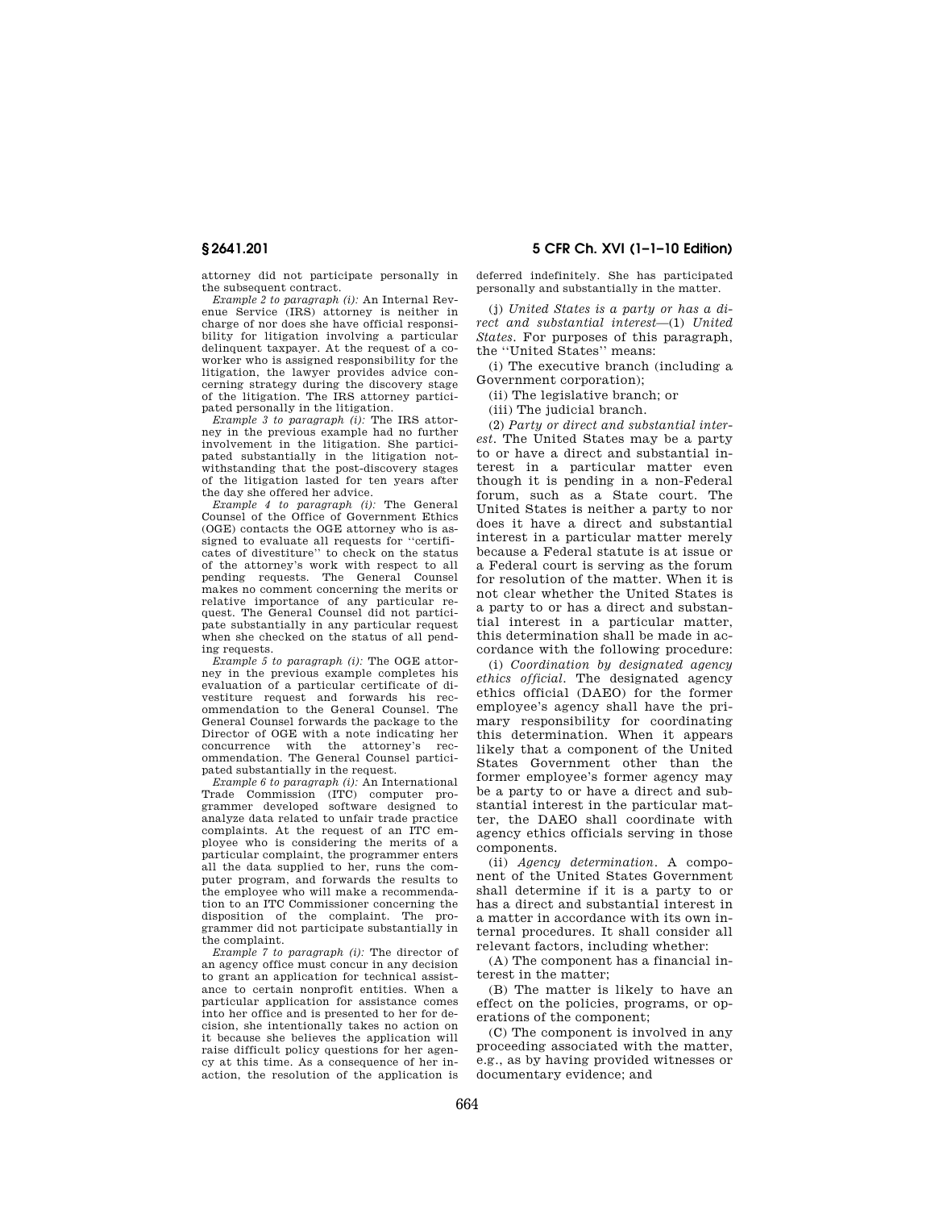attorney did not participate personally in the subsequent contract.

*Example 2 to paragraph (i):* An Internal Revenue Service (IRS) attorney is neither in charge of nor does she have official responsibility for litigation involving a particular delinquent taxpayer. At the request of a coworker who is assigned responsibility for the litigation, the lawyer provides advice concerning strategy during the discovery stage of the litigation. The IRS attorney participated personally in the litigation.

*Example 3 to paragraph (i):* The IRS attorney in the previous example had no further involvement in the litigation. She participated substantially in the litigation notwithstanding that the post-discovery stages of the litigation lasted for ten years after the day she offered her advice.

*Example 4 to paragraph (i):* The General Counsel of the Office of Government Ethics (OGE) contacts the OGE attorney who is assigned to evaluate all requests for ''certificates of divestiture'' to check on the status of the attorney's work with respect to all pending requests. The General Counsel makes no comment concerning the merits or relative importance of any particular request. The General Counsel did not participate substantially in any particular request when she checked on the status of all pending requests.

*Example 5 to paragraph (i):* The OGE attorney in the previous example completes his evaluation of a particular certificate of divestiture request and forwards his recommendation to the General Counsel. The General Counsel forwards the package to the Director of OGE with a note indicating her concurrence with the attorney's recommendation. The General Counsel participated substantially in the request.

*Example 6 to paragraph (i):* An International Trade Commission (ITC) computer programmer developed software designed to analyze data related to unfair trade practice complaints. At the request of an ITC employee who is considering the merits of a particular complaint, the programmer enters all the data supplied to her, runs the computer program, and forwards the results to the employee who will make a recommendation to an ITC Commissioner concerning the disposition of the complaint. The programmer did not participate substantially in the complaint.

*Example 7 to paragraph (i):* The director of an agency office must concur in any decision to grant an application for technical assistance to certain nonprofit entities. When a particular application for assistance comes into her office and is presented to her for decision, she intentionally takes no action on it because she believes the application will raise difficult policy questions for her agency at this time. As a consequence of her inaction, the resolution of the application is deferred indefinitely. She has participated personally and substantially in the matter.

(j) *United States is a party or has a direct and substantial interest*—(1) *United States.* For purposes of this paragraph, the ''United States'' means:

(i) The executive branch (including a Government corporation);

(ii) The legislative branch; or

(iii) The judicial branch.

(2) *Party or direct and substantial interest.* The United States may be a party to or have a direct and substantial interest in a particular matter even though it is pending in a non-Federal forum, such as a State court. The United States is neither a party to nor does it have a direct and substantial interest in a particular matter merely because a Federal statute is at issue or a Federal court is serving as the forum for resolution of the matter. When it is not clear whether the United States is a party to or has a direct and substantial interest in a particular matter, this determination shall be made in accordance with the following procedure:

(i) *Coordination by designated agency ethics official.* The designated agency ethics official (DAEO) for the former employee's agency shall have the primary responsibility for coordinating this determination. When it appears likely that a component of the United States Government other than the former employee's former agency may be a party to or have a direct and substantial interest in the particular matter, the DAEO shall coordinate with agency ethics officials serving in those components.

(ii) *Agency determination.* A component of the United States Government shall determine if it is a party to or has a direct and substantial interest in a matter in accordance with its own internal procedures. It shall consider all relevant factors, including whether:

(A) The component has a financial interest in the matter;

(B) The matter is likely to have an effect on the policies, programs, or operations of the component;

(C) The component is involved in any proceeding associated with the matter, e.g., as by having provided witnesses or documentary evidence; and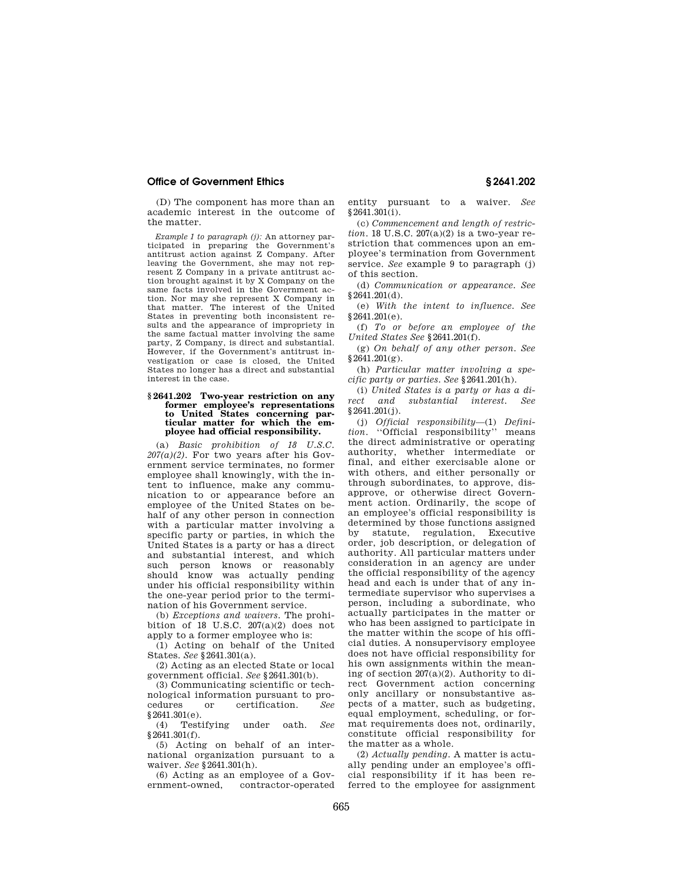(D) The component has more than an academic interest in the outcome of the matter.

*Example 1 to paragraph (j):* An attorney participated in preparing the Government's antitrust action against Z Company. After leaving the Government, she may not represent Z Company in a private antitrust action brought against it by X Company on the same facts involved in the Government action. Nor may she represent X Company in that matter. The interest of the United States in preventing both inconsistent results and the appearance of impropriety in the same factual matter involving the same party, Z Company, is direct and substantial. However, if the Government's antitrust investigation or case is closed, the United States no longer has a direct and substantial interest in the case.

### § 2641.202 Two-year restriction on any former employee's representations to United States concerning particular matter for which the employee had official responsibility.

(a) *Basic prohibition of 18 U.S.C. 207(a)(2).* For two years after his Government service terminates, no former employee shall knowingly, with the intent to influence, make any communication to or appearance before an employee of the United States on behalf of any other person in connection with a particular matter involving a specific party or parties, in which the United States is a party or has a direct and substantial interest, and which such person knows or reasonably should know was actually pending under his official responsibility within the one-year period prior to the termination of his Government service.

(b) *Exceptions and waivers.* The prohibition of 18 U.S.C. 207(a)(2) does not apply to a former employee who is:

(1) Acting on behalf of the United States. *See* § 2641.301(a).

(2) Acting as an elected State or local government official. *See* § 2641.301(b).

(3) Communicating scientific or technological information pursuant to procedures or certification. *See* § 2641.301(e).

(4) Testifying under oath. *See* § 2641.301(f).

(5) Acting on behalf of an international organization pursuant to a waiver. *See* § 2641.301(h).

(6) Acting as an employee of a Government-owned, contractor-operated entity pursuant to a waiver. *See* § 2641.301(i).

(c) *Commencement and length of restriction.* 18 U.S.C. 207(a)(2) is a two-year restriction that commences upon an employee's termination from Government service. *See* example 9 to paragraph (j) of this section.

(d) *Communication or appearance. See* § 2641.201(d).

(e) *With the intent to influence. See* § 2641.201(e).

(f) *To or before an employee of the United States See* § 2641.201(f).

(g) *On behalf of any other person. See* § 2641.201(g).

(h) *Particular matter involving a specific party or parties. See* § 2641.201(h).

(i) *United States is a party or has a direct and substantial interest. See* § 2641.201(j).

(j) *Official responsibility*—(1) *Definition.* ''Official responsibility'' means the direct administrative or operating authority, whether intermediate or final, and either exercisable alone or with others, and either personally or through subordinates, to approve, disapprove, or otherwise direct Government action. Ordinarily, the scope of an employee's official responsibility is determined by those functions assigned by statute, regulation, Executive order, job description, or delegation of authority. All particular matters under consideration in an agency are under the official responsibility of the agency head and each is under that of any intermediate supervisor who supervises a person, including a subordinate, who actually participates in the matter or who has been assigned to participate in the matter within the scope of his official duties. A nonsupervisory employee does not have official responsibility for his own assignments within the meaning of section 207(a)(2). Authority to direct Government action concerning only ancillary or nonsubstantive aspects of a matter, such as budgeting, equal employment, scheduling, or format requirements does not, ordinarily, constitute official responsibility for the matter as a whole.

(2) *Actually pending.* A matter is actually pending under an employee's official responsibility if it has been referred to the employee for assignment